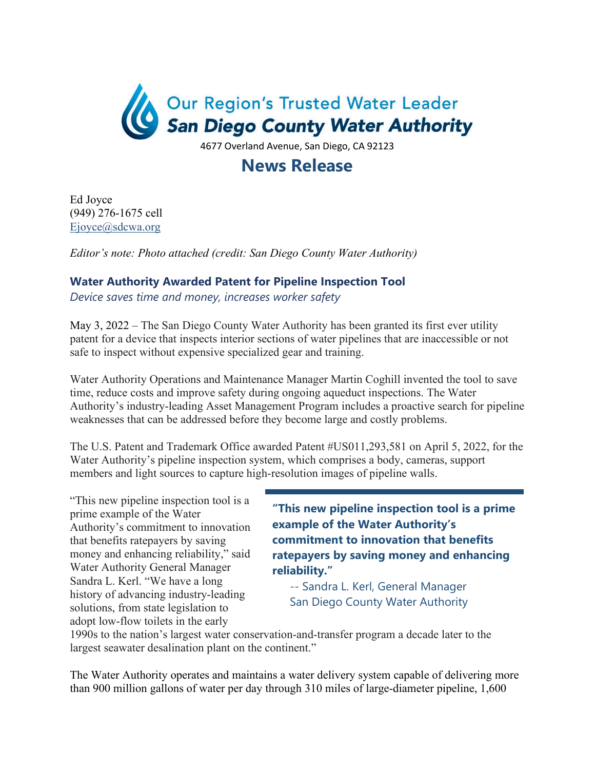Our Region's Trusted Water Leader

**San Diego County Water Authority**

4677 Overland Avenue, San Diego, CA 92123

# News Release

Ed Joyce
(949) 276-1675 cell
Ejoyce@sdcwa.org

*Editor's note: Photo attached (credit: San Diego County Water Authority)*

## Water Authority Awarded Patent for Pipeline Inspection Tool

*Device saves time and money, increases worker safety*

May 3, 2022 – The San Diego County Water Authority has been granted its first ever utility patent for a device that inspects interior sections of water pipelines that are inaccessible or not safe to inspect without expensive specialized gear and training.

Water Authority Operations and Maintenance Manager Martin Coghill invented the tool to save time, reduce costs and improve safety during ongoing aqueduct inspections. The Water Authority's industry-leading Asset Management Program includes a proactive search for pipeline weaknesses that can be addressed before they become large and costly problems.

The U.S. Patent and Trademark Office awarded Patent #US011,293,581 on April 5, 2022, for the Water Authority's pipeline inspection system, which comprises a body, cameras, support members and light sources to capture high-resolution images of pipeline walls.

"This new pipeline inspection tool is a prime example of the Water Authority's commitment to innovation that benefits ratepayers by saving money and enhancing reliability," said Water Authority General Manager Sandra L. Kerl. "We have a long history of advancing industry-leading solutions, from state legislation to adopt low-flow toilets in the early 1990s to the nation's largest water conservation-and-transfer program a decade later to the largest seawater desalination plant on the continent."

> **"This new pipeline inspection tool is a prime example of the Water Authority's commitment to innovation that benefits ratepayers by saving money and enhancing reliability."**
>
> -- Sandra L. Kerl, General Manager
> San Diego County Water Authority

The Water Authority operates and maintains a water delivery system capable of delivering more than 900 million gallons of water per day through 310 miles of large-diameter pipeline, 1,600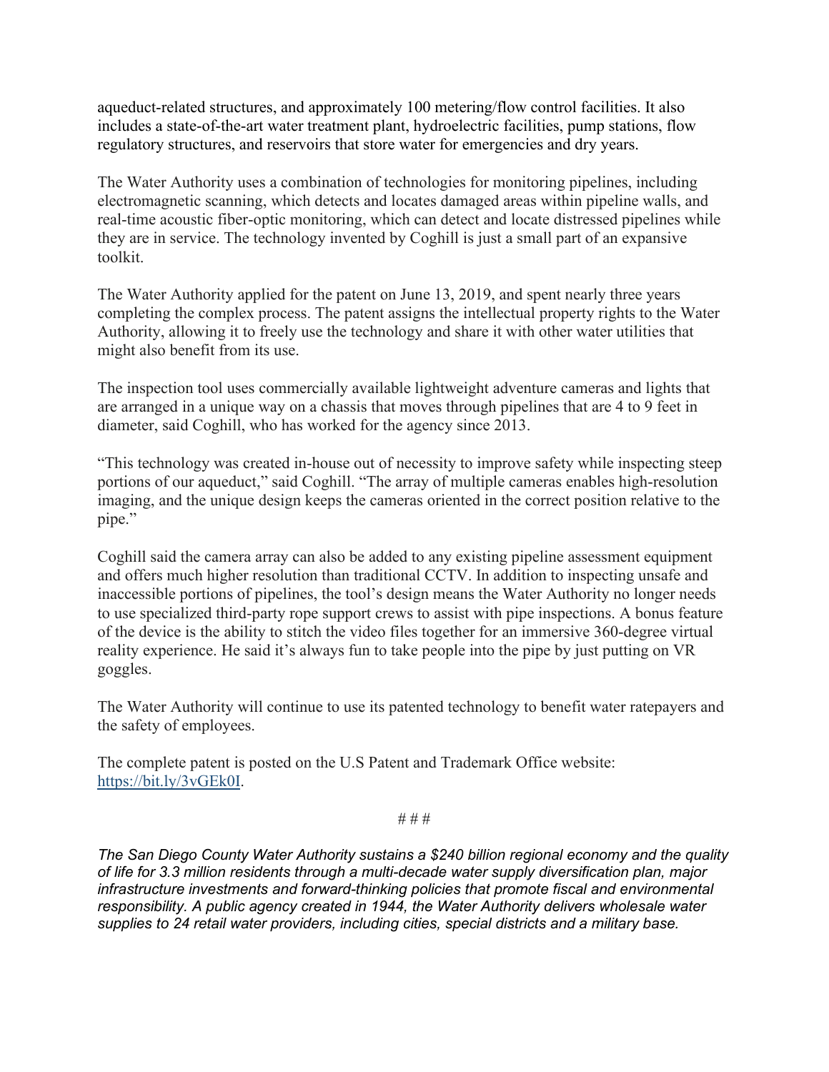aqueduct-related structures, and approximately 100 metering/flow control facilities. It also includes a state-of-the-art water treatment plant, hydroelectric facilities, pump stations, flow regulatory structures, and reservoirs that store water for emergencies and dry years.

The Water Authority uses a combination of technologies for monitoring pipelines, including electromagnetic scanning, which detects and locates damaged areas within pipeline walls, and real-time acoustic fiber-optic monitoring, which can detect and locate distressed pipelines while they are in service. The technology invented by Coghill is just a small part of an expansive toolkit.

The Water Authority applied for the patent on June 13, 2019, and spent nearly three years completing the complex process. The patent assigns the intellectual property rights to the Water Authority, allowing it to freely use the technology and share it with other water utilities that might also benefit from its use.

The inspection tool uses commercially available lightweight adventure cameras and lights that are arranged in a unique way on a chassis that moves through pipelines that are 4 to 9 feet in diameter, said Coghill, who has worked for the agency since 2013.

"This technology was created in-house out of necessity to improve safety while inspecting steep portions of our aqueduct," said Coghill. "The array of multiple cameras enables high-resolution imaging, and the unique design keeps the cameras oriented in the correct position relative to the pipe."

Coghill said the camera array can also be added to any existing pipeline assessment equipment and offers much higher resolution than traditional CCTV. In addition to inspecting unsafe and inaccessible portions of pipelines, the tool's design means the Water Authority no longer needs to use specialized third-party rope support crews to assist with pipe inspections. A bonus feature of the device is the ability to stitch the video files together for an immersive 360-degree virtual reality experience. He said it's always fun to take people into the pipe by just putting on VR goggles.

The Water Authority will continue to use its patented technology to benefit water ratepayers and the safety of employees.

The complete patent is posted on the U.S Patent and Trademark Office website: [https://bit.ly/3vGEk0I](https://bit.ly/3vGEk0I).

# # #

*The San Diego County Water Authority sustains a $240 billion regional economy and the quality of life for 3.3 million residents through a multi-decade water supply diversification plan, major infrastructure investments and forward-thinking policies that promote fiscal and environmental responsibility. A public agency created in 1944, the Water Authority delivers wholesale water supplies to 24 retail water providers, including cities, special districts and a military base.*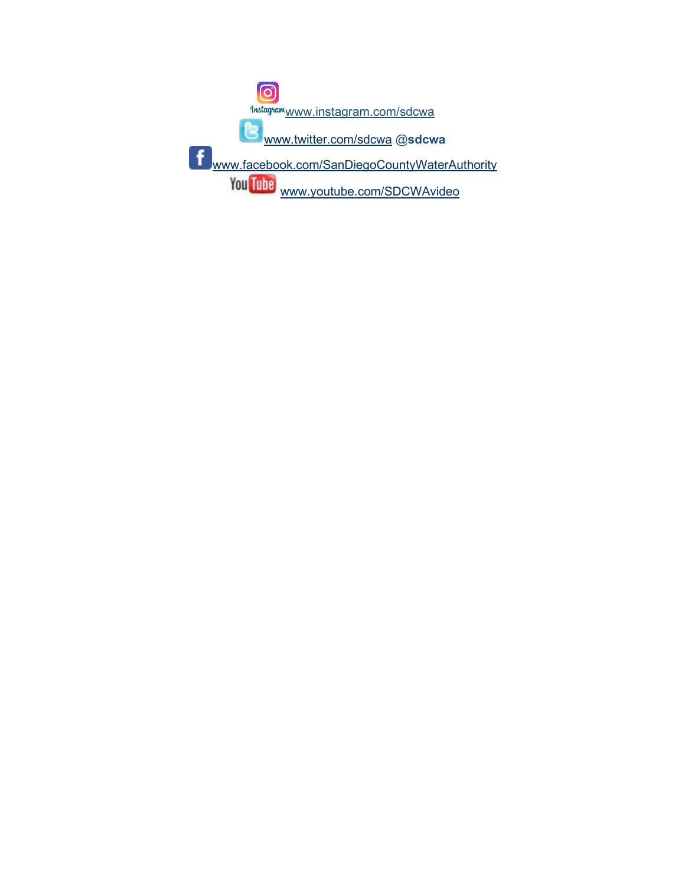Instagram www.instagram.com/sdcwa

www.twitter.com/sdcwa **@sdcwa**

www.facebook.com/SanDiegoCountyWaterAuthority

www.youtube.com/SDCWAvideo